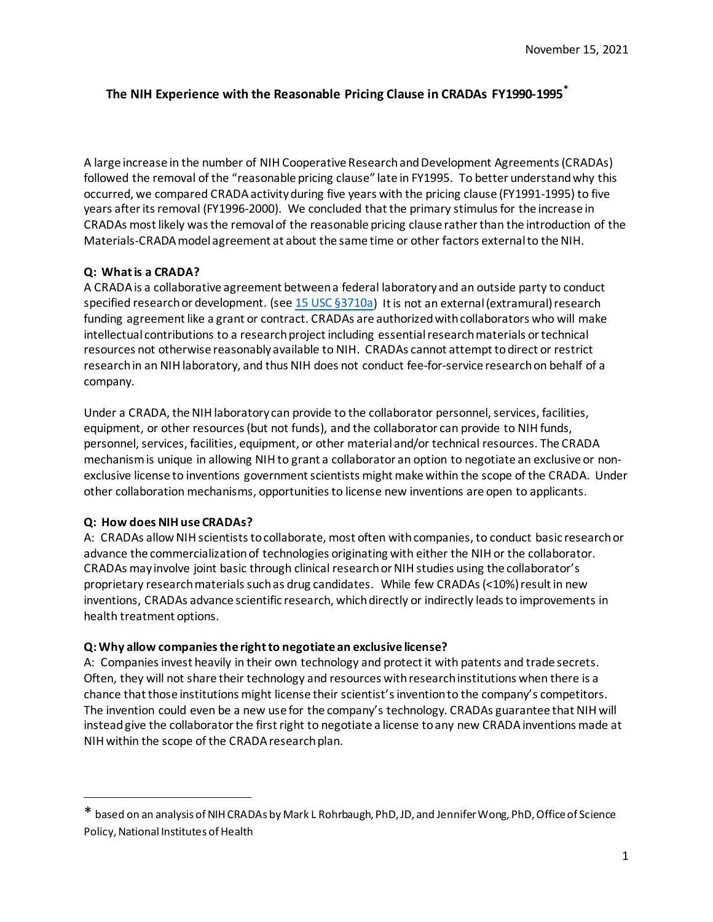November 15, 2021

# The NIH Experience with the Reasonable Pricing Clause in CRADAs FY1990-1995*

A large increase in the number of NIH Cooperative Research and Development Agreements (CRADAs) followed the removal of the "reasonable pricing clause" late in FY1995. To better understand why this occurred, we compared CRADA activity during five years with the pricing clause (FY1991-1995) to five years after its removal (FY1996-2000). We concluded that the primary stimulus for the increase in CRADAs most likely was the removal of the reasonable pricing clause rather than the introduction of the Materials-CRADA model agreement at about the same time or other factors external to the NIH.

**Q: What is a CRADA?**

A CRADA is a collaborative agreement between a federal laboratory and an outside party to conduct specified research or development. (see [15 USC §3710a](15 USC §3710a)) It is not an external (extramural) research funding agreement like a grant or contract. CRADAs are authorized with collaborators who will make intellectual contributions to a research project including essential research materials or technical resources not otherwise reasonably available to NIH. CRADAs cannot attempt to direct or restrict research in an NIH laboratory, and thus NIH does not conduct fee-for-service research on behalf of a company.

Under a CRADA, the NIH laboratory can provide to the collaborator personnel, services, facilities, equipment, or other resources (but not funds), and the collaborator can provide to NIH funds, personnel, services, facilities, equipment, or other material and/or technical resources. The CRADA mechanism is unique in allowing NIH to grant a collaborator an option to negotiate an exclusive or non-exclusive license to inventions government scientists might make within the scope of the CRADA. Under other collaboration mechanisms, opportunities to license new inventions are open to applicants.

**Q: How does NIH use CRADAs?**

A: CRADAs allow NIH scientists to collaborate, most often with companies, to conduct basic research or advance the commercialization of technologies originating with either the NIH or the collaborator. CRADAs may involve joint basic through clinical research or NIH studies using the collaborator's proprietary research materials such as drug candidates. While few CRADAs (<10%) result in new inventions, CRADAs advance scientific research, which directly or indirectly leads to improvements in health treatment options.

**Q: Why allow companies the right to negotiate an exclusive license?**

A: Companies invest heavily in their own technology and protect it with patents and trade secrets. Often, they will not share their technology and resources with research institutions when there is a chance that those institutions might license their scientist's invention to the company's competitors. The invention could even be a new use for the company's technology. CRADAs guarantee that NIH will instead give the collaborator the first right to negotiate a license to any new CRADA inventions made at NIH within the scope of the CRADA research plan.

---

* based on an analysis of NIH CRADAs by Mark L Rohrbaugh, PhD, JD, and Jennifer Wong, PhD, Office of Science Policy, National Institutes of Health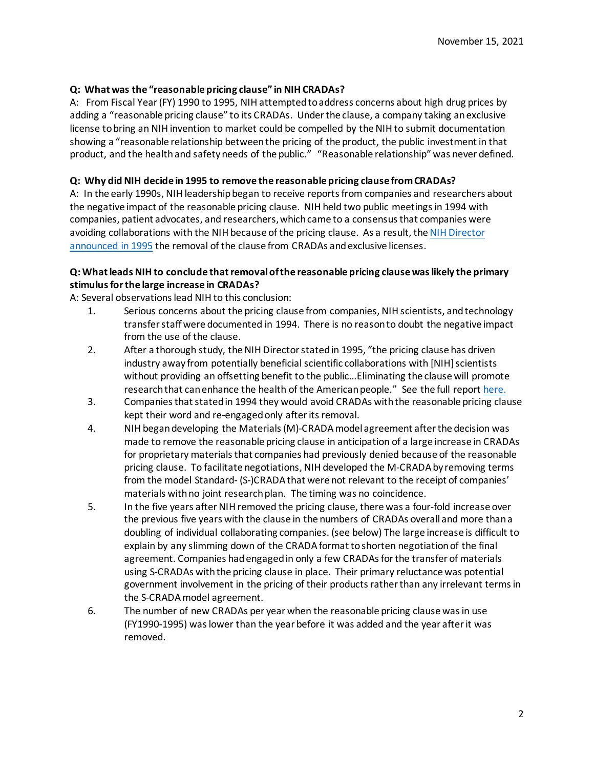November 15, 2021

**Q: What was the "reasonable pricing clause" in NIH CRADAs?**

A: From Fiscal Year (FY) 1990 to 1995, NIH attempted to address concerns about high drug prices by adding a "reasonable pricing clause" to its CRADAs. Under the clause, a company taking an exclusive license to bring an NIH invention to market could be compelled by the NIH to submit documentation showing a "reasonable relationship between the pricing of the product, the public investment in that product, and the health and safety needs of the public." "Reasonable relationship" was never defined.

**Q: Why did NIH decide in 1995 to remove the reasonable pricing clause from CRADAs?**

A: In the early 1990s, NIH leadership began to receive reports from companies and researchers about the negative impact of the reasonable pricing clause. NIH held two public meetings in 1994 with companies, patient advocates, and researchers, which came to a consensus that companies were avoiding collaborations with the NIH because of the pricing clause. As a result, the [NIH Director announced in 1995](#) the removal of the clause from CRADAs and exclusive licenses.

**Q: What leads NIH to conclude that removal of the reasonable pricing clause was likely the primary stimulus for the large increase in CRADAs?**

A: Several observations lead NIH to this conclusion:

1. Serious concerns about the pricing clause from companies, NIH scientists, and technology transfer staff were documented in 1994. There is no reason to doubt the negative impact from the use of the clause.
2. After a thorough study, the NIH Director stated in 1995, "the pricing clause has driven industry away from potentially beneficial scientific collaborations with [NIH] scientists without providing an offsetting benefit to the public…Eliminating the clause will promote research that can enhance the health of the American people." See the full report [here.](#)
3. Companies that stated in 1994 they would avoid CRADAs with the reasonable pricing clause kept their word and re-engaged only after its removal.
4. NIH began developing the Materials (M)-CRADA model agreement after the decision was made to remove the reasonable pricing clause in anticipation of a large increase in CRADAs for proprietary materials that companies had previously denied because of the reasonable pricing clause. To facilitate negotiations, NIH developed the M-CRADA by removing terms from the model Standard- (S-)CRADA that were not relevant to the receipt of companies' materials with no joint research plan. The timing was no coincidence.
5. In the five years after NIH removed the pricing clause, there was a four-fold increase over the previous five years with the clause in the numbers of CRADAs overall and more than a doubling of individual collaborating companies. (see below) The large increase is difficult to explain by any slimming down of the CRADA format to shorten negotiation of the final agreement. Companies had engaged in only a few CRADAs for the transfer of materials using S-CRADAs with the pricing clause in place. Their primary reluctance was potential government involvement in the pricing of their products rather than any irrelevant terms in the S-CRADA model agreement.
6. The number of new CRADAs per year when the reasonable pricing clause was in use (FY1990-1995) was lower than the year before it was added and the year after it was removed.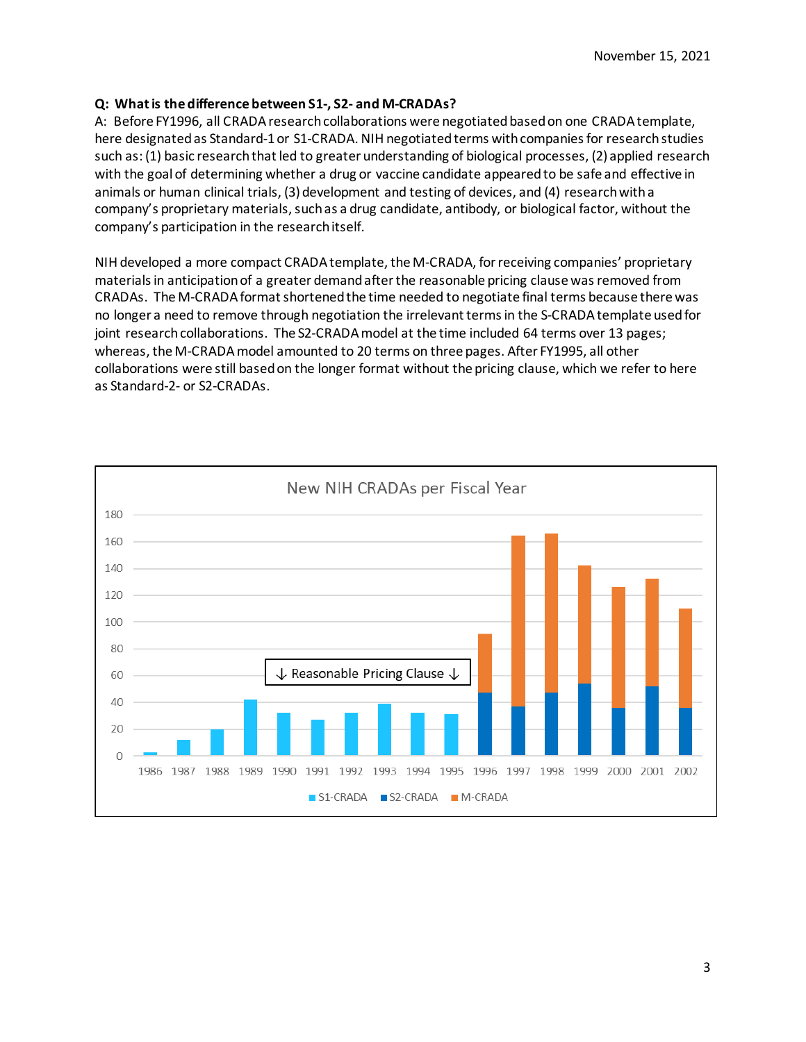**Q: What is the difference between S1-, S2- and M-CRADAs?**

A: Before FY1996, all CRADA research collaborations were negotiated based on one CRADA template, here designated as Standard-1 or S1-CRADA. NIH negotiated terms with companies for research studies such as: (1) basic research that led to greater understanding of biological processes, (2) applied research with the goal of determining whether a drug or vaccine candidate appeared to be safe and effective in animals or human clinical trials, (3) development and testing of devices, and (4) research with a company's proprietary materials, such as a drug candidate, antibody, or biological factor, without the company's participation in the research itself.

NIH developed a more compact CRADA template, the M-CRADA, for receiving companies' proprietary materials in anticipation of a greater demand after the reasonable pricing clause was removed from CRADAs. The M-CRADA format shortened the time needed to negotiate final terms because there was no longer a need to remove through negotiation the irrelevant terms in the S-CRADA template used for joint research collaborations. The S2-CRADA model at the time included 64 terms over 13 pages; whereas, the M-CRADA model amounted to 20 terms on three pages. After FY1995, all other collaborations were still based on the longer format without the pricing clause, which we refer to here as Standard-2- or S2-CRADAs.

**New NIH CRADAs per Fiscal Year**

(Chart legend: S1-CRADA, S2-CRADA, M-CRADA; annotation: ↓ Reasonable Pricing Clause ↓)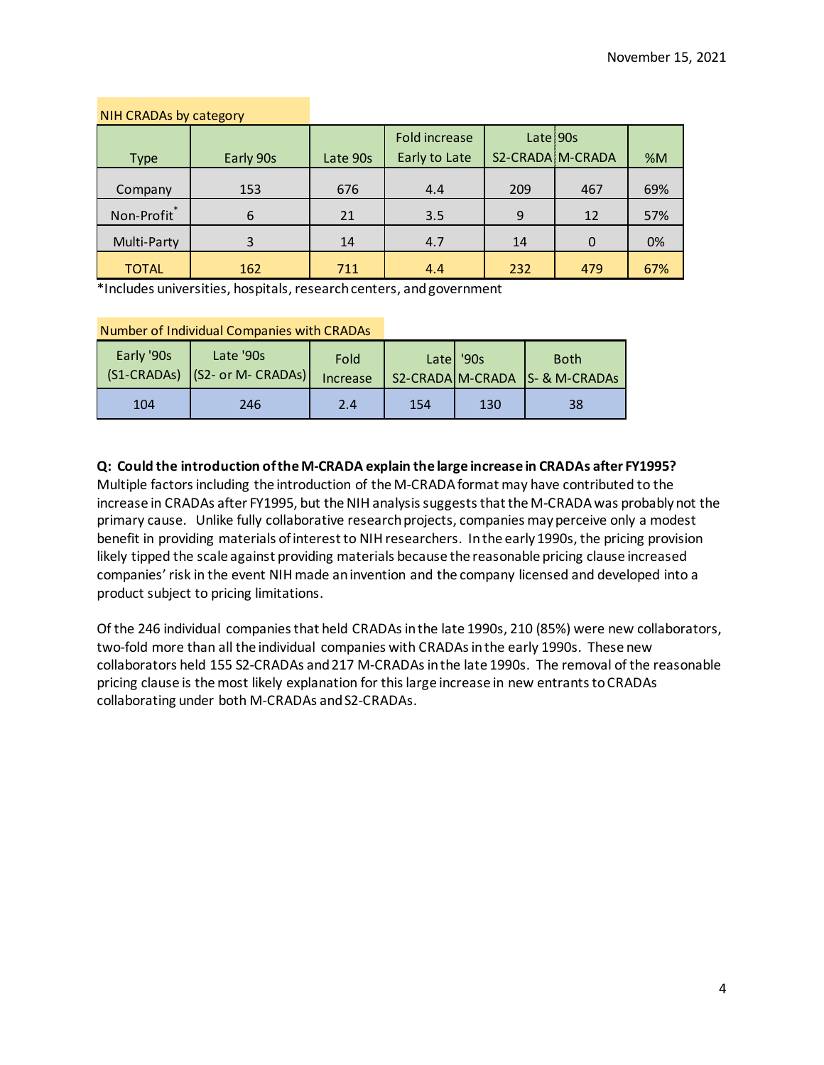November 15, 2021

NIH CRADAs by category

| Type | Early 90s | Late 90s | Fold increase Early to Late | Late 90s S2-CRADA | M-CRADA | %M |
|---|---|---|---|---|---|---|
| Company | 153 | 676 | 4.4 | 209 | 467 | 69% |
| Non-Profit* | 6 | 21 | 3.5 | 9 | 12 | 57% |
| Multi-Party | 3 | 14 | 4.7 | 14 | 0 | 0% |
| TOTAL | 162 | 711 | 4.4 | 232 | 479 | 67% |

*Includes universities, hospitals, research centers, and government

Number of Individual Companies with CRADAs

| Early '90s (S1-CRADAs) | Late '90s (S2- or M- CRADAs) | Fold Increase | Late '90s S2-CRADA | M-CRADA | Both S- & M-CRADAs |
|---|---|---|---|---|---|
| 104 | 246 | 2.4 | 154 | 130 | 38 |

**Q: Could the introduction of the M-CRADA explain the large increase in CRADAs after FY1995?**
Multiple factors including the introduction of the M-CRADA format may have contributed to the increase in CRADAs after FY1995, but the NIH analysis suggests that the M-CRADA was probably not the primary cause. Unlike fully collaborative research projects, companies may perceive only a modest benefit in providing materials of interest to NIH researchers. In the early 1990s, the pricing provision likely tipped the scale against providing materials because the reasonable pricing clause increased companies' risk in the event NIH made an invention and the company licensed and developed into a product subject to pricing limitations.

Of the 246 individual companies that held CRADAs in the late 1990s, 210 (85%) were new collaborators, two-fold more than all the individual companies with CRADAs in the early 1990s. These new collaborators held 155 S2-CRADAs and 217 M-CRADAs in the late 1990s. The removal of the reasonable pricing clause is the most likely explanation for this large increase in new entrants to CRADAs collaborating under both M-CRADAs and S2-CRADAs.